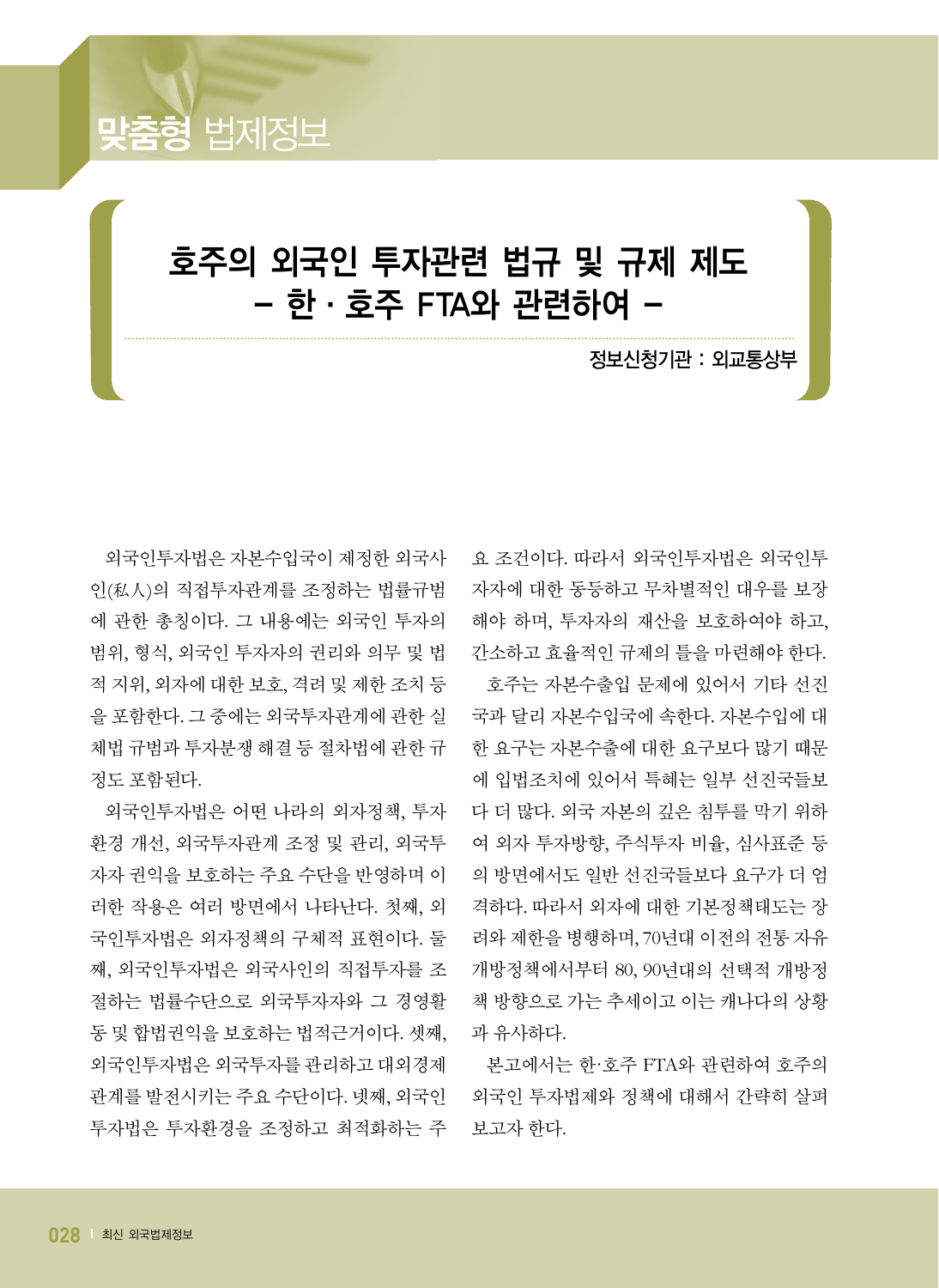# 호주의 외국인 투자관련 법규 및 규제 제도 – 한 · 호주 FTA와 관련하여 –

정보신청기관 : 외교통상부

외국인투자법은 자본수입국이 제정한 외국사인(私人)의 직접투자관계를 조정하는 법률규범에 관한 총칭이다. 그 내용에는 외국인 투자의 범위, 형식, 외국인 투자자의 권리와 의무 및 법적 지위, 외자에 대한 보호, 격려 및 제한 조치 등을 포함한다. 그 중에는 외국투자관계에 관한 실체법 규범과 투자분쟁 해결 등 절차법에 관한 규정도 포함된다.

외국인투자법은 어떤 나라의 외자정책, 투자환경 개선, 외국투자관계 조정 및 관리, 외국투자자 권익을 보호하는 주요 수단을 반영하며 이러한 작용은 여러 방면에서 나타난다. 첫째, 외국인투자법은 외자정책의 구체적 표현이다. 둘째, 외국인투자법은 외국사인의 직접투자를 조절하는 법률수단으로 외국투자자와 그 경영활동 및 합법권익을 보호하는 법적근거이다. 셋째, 외국인투자법은 외국투자를 관리하고 대외경제관계를 발전시키는 주요 수단이다. 넷째, 외국인투자법은 투자환경을 조정하고 최적화하는 주요 조건이다. 따라서 외국인투자법은 외국인투자자에 대한 동등하고 무차별적인 대우를 보장해야 하며, 투자자의 재산을 보호하여야 하고, 간소하고 효율적인 규제의 틀을 마련해야 한다.

호주는 자본수출입 문제에 있어서 기타 선진국과 달리 자본수입국에 속한다. 자본수입에 대한 요구는 자본수출에 대한 요구보다 많기 때문에 입법조치에 있어서 특혜는 일부 선진국들보다 더 많다. 외국 자본의 깊은 침투를 막기 위하여 외자 투자방향, 주식투자 비율, 심사표준 등의 방면에서도 일반 선진국들보다 요구가 더 엄격하다. 따라서 외자에 대한 기본정책태도는 장려와 제한을 병행하며, 70년대 이전의 전통 자유개방정책에서부터 80, 90년대의 선택적 개방정책 방향으로 가는 추세이고 이는 캐나다의 상황과 유사하다.

본고에서는 한·호주 FTA와 관련하여 호주의 외국인 투자법제와 정책에 대해서 간략히 살펴보고자 한다.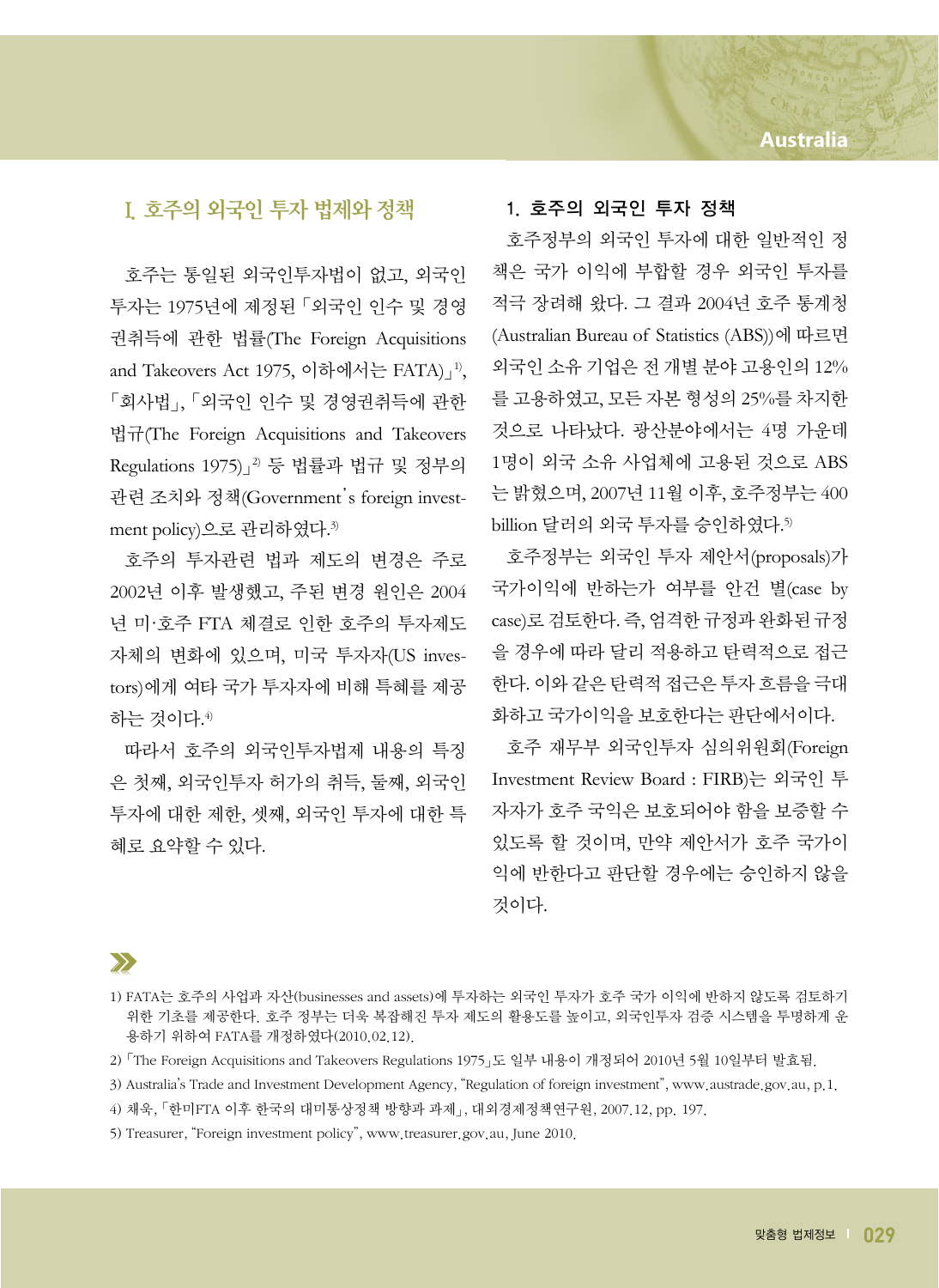## I. 호주의 외국인 투자 법제와 정책

호주는 통일된 외국인투자법이 없고, 외국인 투자는 1975년에 제정된 「외국인 인수 및 경영권취득에 관한 법률(The Foreign Acquisitions and Takeovers Act 1975, 이하에서는 FATA)」[1], 「회사법」, 「외국인 인수 및 경영권취득에 관한 법규(The Foreign Acquisitions and Takeovers Regulations 1975)」[2] 등 법률과 법규 및 정부의 관련 조치와 정책(Government's foreign investment policy)으로 관리하였다.[3]

호주의 투자관련 법과 제도의 변경은 주로 2002년 이후 발생했고, 주된 변경 원인은 2004년 미·호주 FTA 체결로 인한 호주의 투자제도 자체의 변화에 있으며, 미국 투자자(US investors)에게 여타 국가 투자자에 비해 특혜를 제공하는 것이다.[4]

따라서 호주의 외국인투자법제 내용의 특징은 첫째, 외국인투자 허가의 취득, 둘째, 외국인 투자에 대한 제한, 셋째, 외국인 투자에 대한 특혜로 요약할 수 있다.

### 1. 호주의 외국인 투자 정책

호주정부의 외국인 투자에 대한 일반적인 정책은 국가 이익에 부합할 경우 외국인 투자를 적극 장려해 왔다. 그 결과 2004년 호주 통계청(Australian Bureau of Statistics (ABS))에 따르면 외국인 소유 기업은 전 개별 분야 고용인의 12%를 고용하였고, 모든 자본 형성의 25%를 차지한 것으로 나타났다. 광산분야에서는 4명 가운데 1명이 외국 소유 사업체에 고용된 것으로 ABS는 밝혔으며, 2007년 11월 이후, 호주정부는 400 billion 달러의 외국 투자를 승인하였다.[5]

호주정부는 외국인 투자 제안서(proposals)가 국가이익에 반하는가 여부를 안건 별(case by case)로 검토한다. 즉, 엄격한 규정과 완화된 규정을 경우에 따라 달리 적용하고 탄력적으로 접근한다. 이와 같은 탄력적 접근은 투자 흐름을 극대화하고 국가이익을 보호한다는 판단에서이다.

호주 재무부 외국인투자 심의위원회(Foreign Investment Review Board : FIRB)는 외국인 투자자가 호주 국익은 보호되어야 함을 보증할 수 있도록 할 것이며, 만약 제안서가 호주 국가이익에 반한다고 판단할 경우에는 승인하지 않을 것이다.

---

1) FATA는 호주의 사업과 자산(businesses and assets)에 투자하는 외국인 투자가 호주 국가 이익에 반하지 않도록 검토하기 위한 기초를 제공한다. 호주 정부는 더욱 복잡해진 투자 제도의 활용도를 높이고, 외국인투자 검증 시스템을 투명하게 운용하기 위하여 FATA를 개정하였다(2010.02.12).

2) 「The Foreign Acquisitions and Takeovers Regulations 1975」도 일부 내용이 개정되어 2010년 5월 10일부터 발효됨.

3) Australia's Trade and Investment Development Agency, "Regulation of foreign investment", www.austrade.gov.au, p.1.

4) 채욱, 「한미FTA 이후 한국의 대미통상정책 방향과 과제」, 대외경제정책연구원, 2007.12, pp. 197.

5) Treasurer, "Foreign investment policy", www.treasurer.gov.au, June 2010.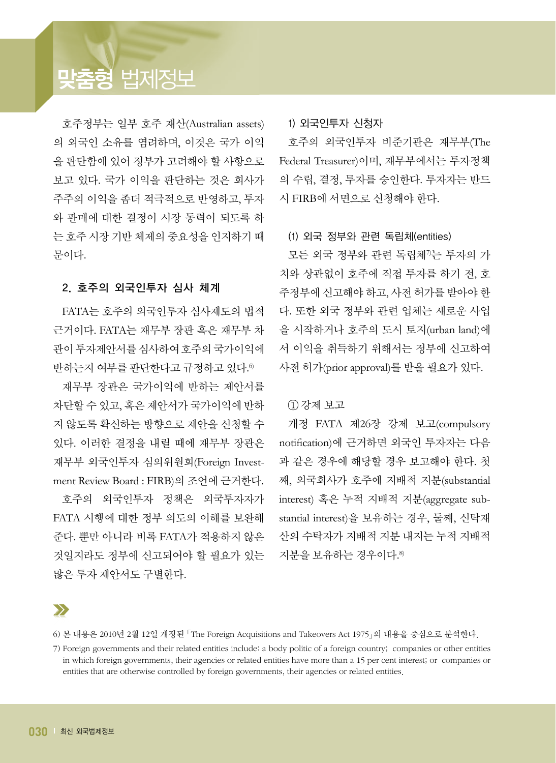호주정부는 일부 호주 재산(Australian assets)의 외국인 소유를 염려하며, 이것은 국가 이익을 판단함에 있어 정부가 고려해야 할 사항으로 보고 있다. 국가 이익을 판단하는 것은 회사가 주주의 이익을 좀더 적극적으로 반영하고, 투자와 판매에 대한 결정이 시장 동력이 되도록 하는 호주 시장 기반 체제의 중요성을 인지하기 때문이다.

## 2. 호주의 외국인투자 심사 체계

FATA는 호주의 외국인투자 심사제도의 법적 근거이다. FATA는 재무부 장관 혹은 재무부 차관이 투자제안서를 심사하여 호주의 국가이익에 반하는지 여부를 판단한다고 규정하고 있다.[6]

재무부 장관은 국가이익에 반하는 제안서를 차단할 수 있고, 혹은 제안서가 국가이익에 반하지 않도록 확신하는 방향으로 제안을 신청할 수 있다. 이러한 결정을 내릴 때에 재무부 장관은 재무부 외국인투자 심의위원회(Foreign Investment Review Board : FIRB)의 조언에 근거한다.

호주의 외국인투자 정책은 외국투자자가 FATA 시행에 대한 정부 의도의 이해를 보완해 준다. 뿐만 아니라 비록 FATA가 적용하지 않은 것일지라도 정부에 신고되어야 할 필요가 있는 많은 투자 제안서도 구별한다.

### 1) 외국인투자 신청자

호주의 외국인투자 비준기관은 재무부(The Federal Treasurer)이며, 재무부에서는 투자정책의 수립, 결정, 투자를 승인한다. 투자자는 반드시 FIRB에 서면으로 신청해야 한다.

#### (1) 외국 정부와 관련 독립체(entities)

모든 외국 정부와 관련 독립체[7]는 투자의 가치와 상관없이 호주에 직접 투자를 하기 전, 호주정부에 신고해야 하고, 사전 허가를 받아야 한다. 또한 외국 정부와 관련 업체는 새로운 사업을 시작하거나 호주의 도시 토지(urban land)에서 이익을 취득하기 위해서는 정부에 신고하여 사전 허가(prior approval)를 받을 필요가 있다.

##### ① 강제 보고

개정 FATA 제26장 강제 보고(compulsory notification)에 근거하면 외국인 투자자는 다음과 같은 경우에 해당할 경우 보고해야 한다. 첫째, 외국회사가 호주에 지배적 지분(substantial interest) 혹은 누적 지배적 지분(aggregate substantial interest)을 보유하는 경우, 둘째, 신탁재산의 수탁자가 지배적 지분 내지는 누적 지배적 지분을 보유하는 경우이다.[8]

---

6) 본 내용은 2010년 2월 12일 개정된 「The Foreign Acquisitions and Takeovers Act 1975」의 내용을 중심으로 분석한다.

7) Foreign governments and their related entities include: a body politic of a foreign country; companies or other entities in which foreign governments, their agencies or related entities have more than a 15 per cent interest; or companies or entities that are otherwise controlled by foreign governments, their agencies or related entities.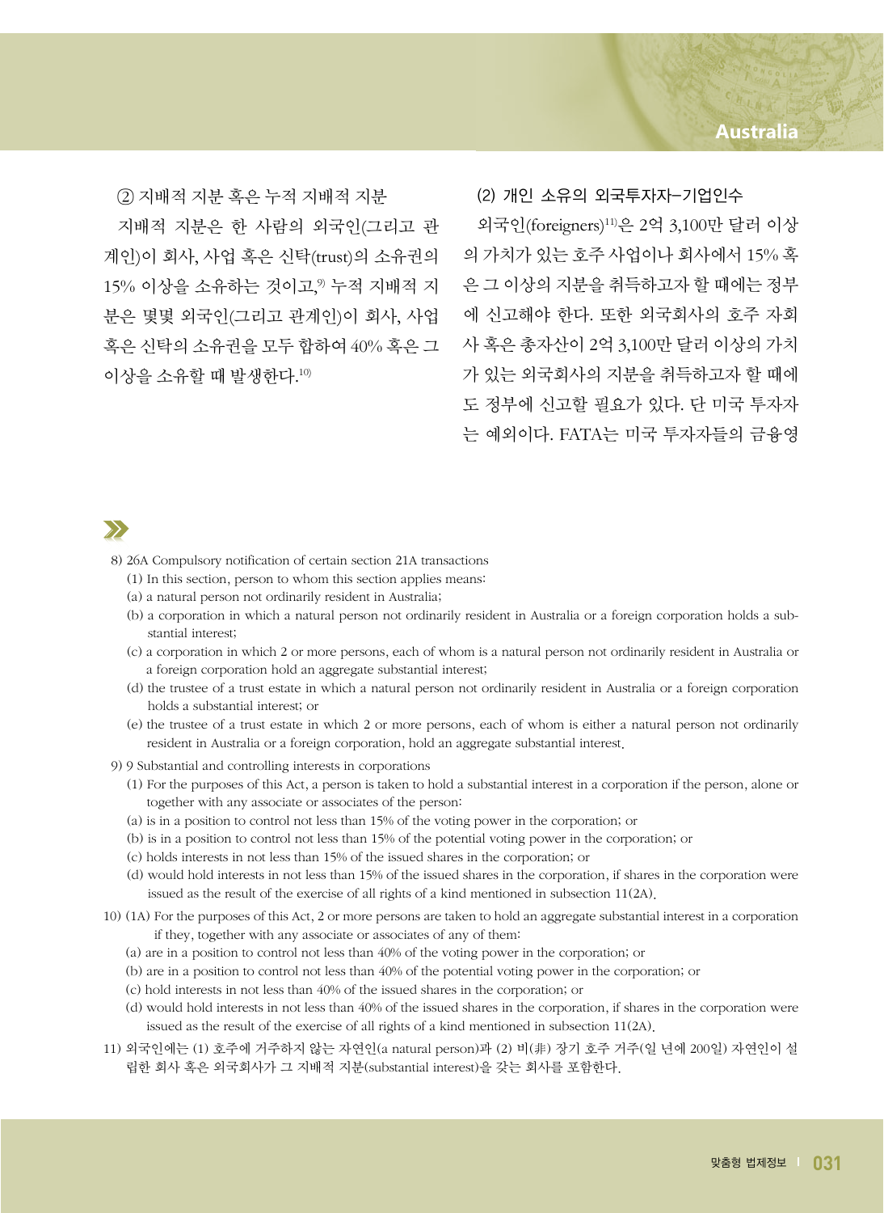② 지배적 지분 혹은 누적 지배적 지분

지배적 지분은 한 사람의 외국인(그리고 관계인)이 회사, 사업 혹은 신탁(trust)의 소유권의 15% 이상을 소유하는 것이고,[9] 누적 지배적 지분은 몇몇 외국인(그리고 관계인)이 회사, 사업 혹은 신탁의 소유권을 모두 합하여 40% 혹은 그 이상을 소유할 때 발생한다.[10]

(2) 개인 소유의 외국투자자–기업인수

외국인(foreigners)[11]은 2억 3,100만 달러 이상의 가치가 있는 호주 사업이나 회사에서 15% 혹은 그 이상의 지분을 취득하고자 할 때에는 정부에 신고해야 한다. 또한 외국회사의 호주 자회사 혹은 총자산이 2억 3,100만 달러 이상의 가치가 있는 외국회사의 지분을 취득하고자 할 때에도 정부에 신고할 필요가 있다. 단 미국 투자자는 예외이다. FATA는 미국 투자자들의 금융영

---

8) 26A Compulsory notification of certain section 21A transactions
  (1) In this section, person to whom this section applies means:
  (a) a natural person not ordinarily resident in Australia;
  (b) a corporation in which a natural person not ordinarily resident in Australia or a foreign corporation holds a substantial interest;
  (c) a corporation in which 2 or more persons, each of whom is a natural person not ordinarily resident in Australia or a foreign corporation hold an aggregate substantial interest;
  (d) the trustee of a trust estate in which a natural person not ordinarily resident in Australia or a foreign corporation holds a substantial interest; or
  (e) the trustee of a trust estate in which 2 or more persons, each of whom is either a natural person not ordinarily resident in Australia or a foreign corporation, hold an aggregate substantial interest.

9) 9 Substantial and controlling interests in corporations
  (1) For the purposes of this Act, a person is taken to hold a substantial interest in a corporation if the person, alone or together with any associate or associates of the person:
  (a) is in a position to control not less than 15% of the voting power in the corporation; or
  (b) is in a position to control not less than 15% of the potential voting power in the corporation; or
  (c) holds interests in not less than 15% of the issued shares in the corporation; or
  (d) would hold interests in not less than 15% of the issued shares in the corporation, if shares in the corporation were issued as the result of the exercise of all rights of a kind mentioned in subsection 11(2A).

10) (1A) For the purposes of this Act, 2 or more persons are taken to hold an aggregate substantial interest in a corporation if they, together with any associate or associates of any of them:
  (a) are in a position to control not less than 40% of the voting power in the corporation; or
  (b) are in a position to control not less than 40% of the potential voting power in the corporation; or
  (c) hold interests in not less than 40% of the issued shares in the corporation; or
  (d) would hold interests in not less than 40% of the issued shares in the corporation, if shares in the corporation were issued as the result of the exercise of all rights of a kind mentioned in subsection 11(2A).

11) 외국인에는 (1) 호주에 거주하지 않는 자연인(a natural person)과 (2) 비(非) 장기 호주 거주(일 년에 200일) 자연인이 설립한 회사 혹은 외국회사가 그 지배적 지분(substantial interest)을 갖는 회사를 포함한다.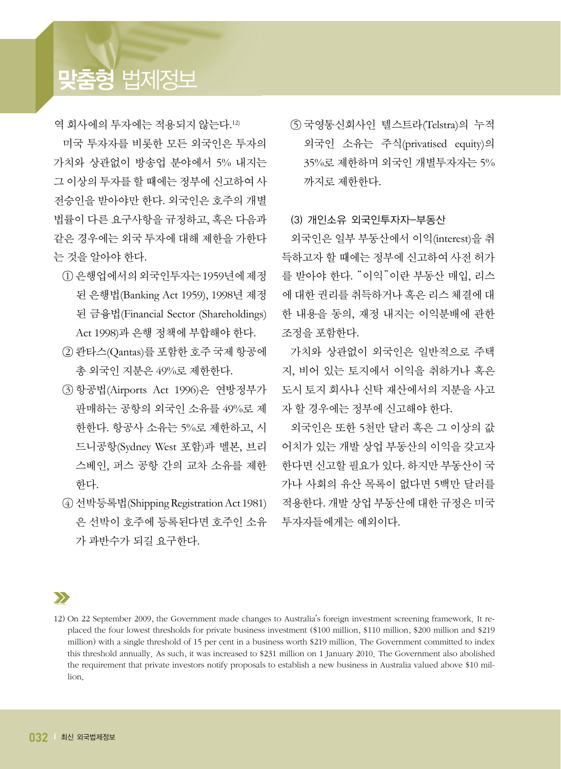역 회사에의 투자에는 적용되지 않는다.[12]

미국 투자자를 비롯한 모든 외국인은 투자의 가치와 상관없이 방송업 분야에서 5% 내지는 그 이상의 투자를 할 때에는 정부에 신고하여 사전승인을 받아야만 한다. 외국인은 호주의 개별 법률이 다른 요구사항을 규정하고, 혹은 다음과 같은 경우에는 외국 투자에 대해 제한을 가한다는 것을 알아야 한다.

① 은행업에서의 외국인투자는 1959년에 제정된 은행법(Banking Act 1959), 1998년 제정된 금융법(Financial Sector (Shareholdings) Act 1998)과 은행 정책에 부합해야 한다.

② 콴타스(Qantas)를 포함한 호주 국제 항공에 총 외국인 지분은 49%로 제한한다.

③ 항공법(Airports Act 1996)은 연방정부가 판매하는 공항의 외국인 소유를 49%로 제한한다. 항공사 소유는 5%로 제한하고, 시드니공항(Sydney West 포함)과 멜본, 브리스베인, 퍼스 공항 간의 교차 소유를 제한한다.

④ 선박등록법(Shipping Registration Act 1981)은 선박이 호주에 등록된다면 호주인 소유가 과반수가 되길 요구한다.

⑤ 국영통신회사인 텔스트라(Telstra)의 누적 외국인 소유는 주식(privatised equity)의 35%로 제한하며 외국인 개별투자자는 5%까지로 제한한다.

(3) 개인소유 외국인투자자–부동산

외국인은 일부 부동산에서 이익(interest)을 취득하고자 할 때에는 정부에 신고하여 사전 허가를 받아야 한다. "이익"이란 부동산 매입, 리스에 대한 권리를 취득하거나 혹은 리스 체결에 대한 내용을 동의, 재정 내지는 이익분배에 관한 조정을 포함한다.

가치와 상관없이 외국인은 일반적으로 주택지, 비어 있는 토지에서 이익을 취하거나 혹은 도시 토지 회사나 신탁 재산에서의 지분을 사고자 할 경우에는 정부에 신고해야 한다.

외국인은 또한 5천만 달러 혹은 그 이상의 값어치가 있는 개발 상업 부동산의 이익을 갖고자 한다면 신고할 필요가 있다. 하지만 부동산이 국가나 사회의 유산 목록이 없다면 5백만 달러를 적용한다. 개발 상업 부동산에 대한 규정은 미국 투자자들에게는 예외이다.

12) On 22 September 2009, the Government made changes to Australia's foreign investment screening framework. It replaced the four lowest thresholds for private business investment ($100 million, $110 million, $200 million and $219 million) with a single threshold of 15 per cent in a business worth $219 million. The Government committed to index this threshold annually. As such, it was increased to $231 million on 1 January 2010. The Government also abolished the requirement that private investors notify proposals to establish a new business in Australia valued above $10 million.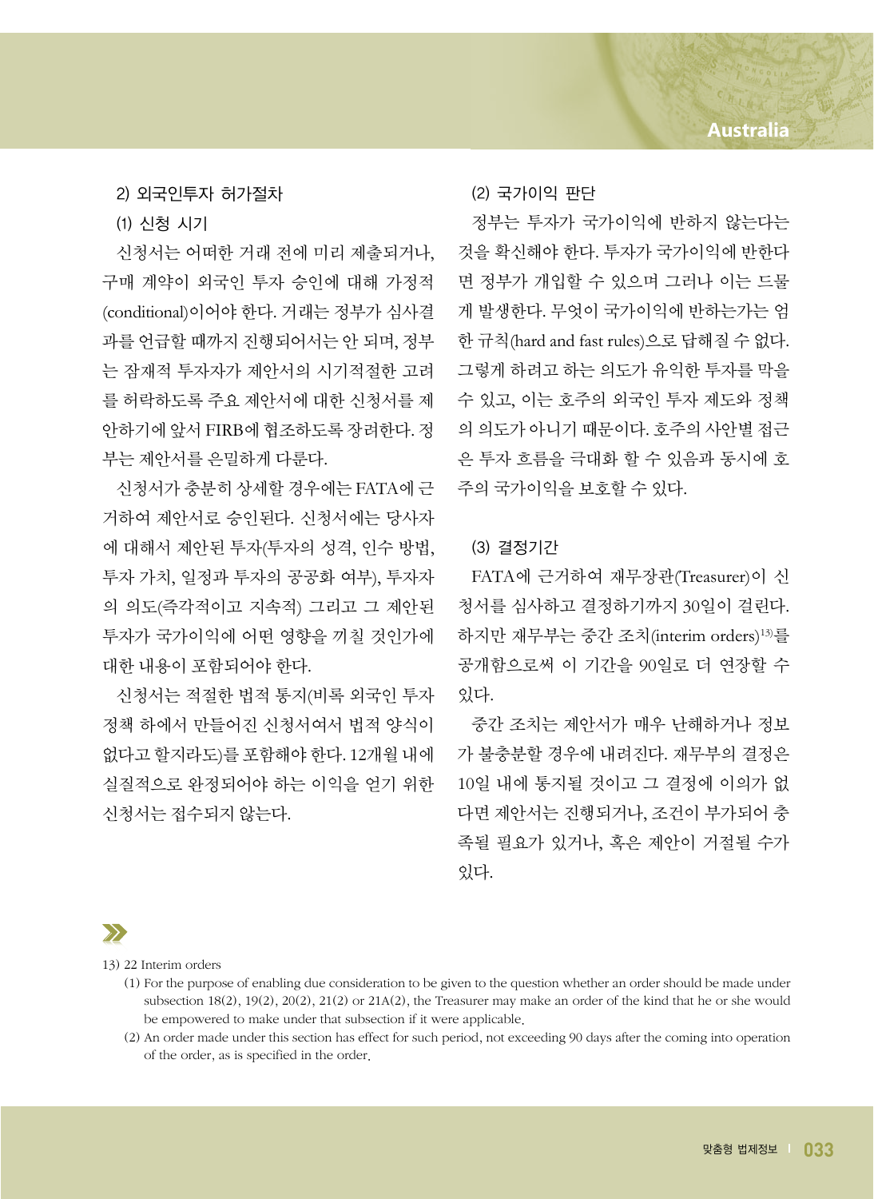## 2) 외국인투자 허가절차

### (1) 신청 시기

신청서는 어떠한 거래 전에 미리 제출되거나, 구매 계약이 외국인 투자 승인에 대해 가정적(conditional)이어야 한다. 거래는 정부가 심사결과를 언급할 때까지 진행되어서는 안 되며, 정부는 잠재적 투자자가 제안서의 시기적절한 고려를 허락하도록 주요 제안서에 대한 신청서를 제안하기에 앞서 FIRB에 협조하도록 장려한다. 정부는 제안서를 은밀하게 다룬다.

신청서가 충분히 상세할 경우에는 FATA에 근거하여 제안서로 승인된다. 신청서에는 당사자에 대해서 제안된 투자(투자의 성격, 인수 방법, 투자 가치, 일정과 투자의 공공화 여부), 투자자의 의도(즉각적이고 지속적) 그리고 그 제안된 투자가 국가이익에 어떤 영향을 끼칠 것인가에 대한 내용이 포함되어야 한다.

신청서는 적절한 법적 통지(비록 외국인 투자 정책 하에서 만들어진 신청서여서 법적 양식이 없다고 할지라도)를 포함해야 한다. 12개월 내에 실질적으로 완정되어야 하는 이익을 얻기 위한 신청서는 접수되지 않는다.

### (2) 국가이익 판단

정부는 투자가 국가이익에 반하지 않는다는 것을 확신해야 한다. 투자가 국가이익에 반한다면 정부가 개입할 수 있으며 그러나 이는 드물게 발생한다. 무엇이 국가이익에 반하는가는 엄한 규칙(hard and fast rules)으로 답해질 수 없다. 그렇게 하려고 하는 의도가 유익한 투자를 막을 수 있고, 이는 호주의 외국인 투자 제도와 정책의 의도가 아니기 때문이다. 호주의 사안별 접근은 투자 흐름을 극대화 할 수 있음과 동시에 호주의 국가이익을 보호할 수 있다.

### (3) 결정기간

FATA에 근거하여 재무장관(Treasurer)이 신청서를 심사하고 결정하기까지 30일이 걸린다. 하지만 재무부는 중간 조치(interim orders)[13]를 공개함으로써 이 기간을 90일로 더 연장할 수 있다.

중간 조치는 제안서가 매우 난해하거나 정보가 불충분할 경우에 내려진다. 재무부의 결정은 10일 내에 통지될 것이고 그 결정에 이의가 없다면 제안서는 진행되거나, 조건이 부가되어 충족될 필요가 있거나, 혹은 제안이 거절될 수가 있다.

---

13) 22 Interim orders

(1) For the purpose of enabling due consideration to be given to the question whether an order should be made under subsection 18(2), 19(2), 20(2), 21(2) or 21A(2), the Treasurer may make an order of the kind that he or she would be empowered to make under that subsection if it were applicable.

(2) An order made under this section has effect for such period, not exceeding 90 days after the coming into operation of the order, as is specified in the order.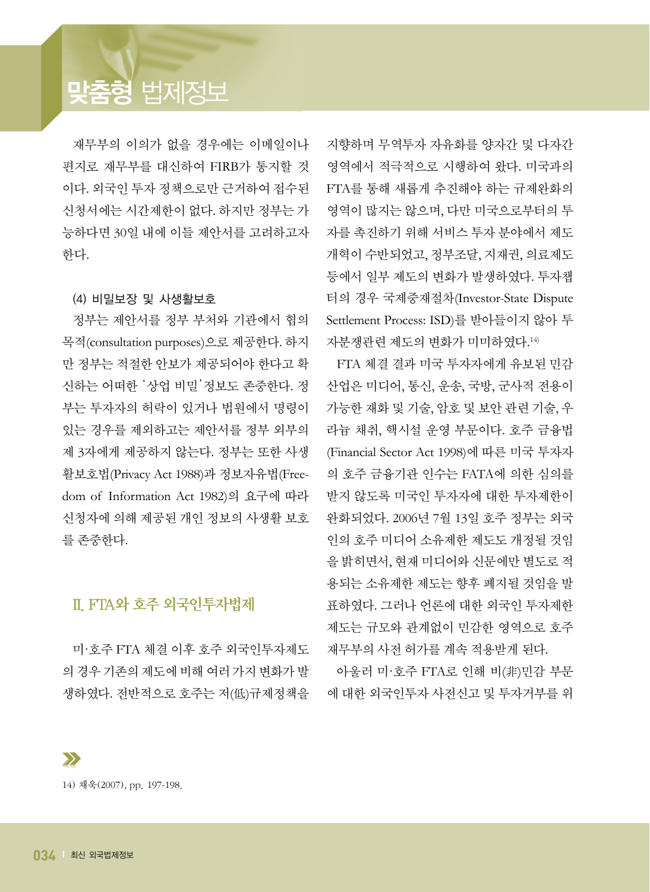재무부의 이의가 없을 경우에는 이메일이나 편지로 재무부를 대신하여 FIRB가 통지할 것이다. 외국인 투자 정책으로만 근거하여 접수된 신청서에는 시간제한이 없다. 하지만 정부는 가능하다면 30일 내에 이들 제안서를 고려하고자 한다.

#### (4) 비밀보장 및 사생활보호

정부는 제안서를 정부 부처와 기관에서 협의 목적(consultation purposes)으로 제공한다. 하지만 정부는 적절한 안보가 제공되어야 한다고 확신하는 어떠한 '상업 비밀'정보도 존중한다. 정부는 투자자의 허락이 있거나 법원에서 명령이 있는 경우를 제외하고는 제안서를 정부 외부의 제 3자에게 제공하지 않는다. 정부는 또한 사생활보호법(Privacy Act 1988)과 정보자유법(Freedom of Information Act 1982)의 요구에 따라 신청자에 의해 제공된 개인 정보의 사생활 보호를 존중한다.

## Ⅱ. FTA와 호주 외국인투자법제

미·호주 FTA 체결 이후 호주 외국인투자제도의 경우 기존의 제도에 비해 여러 가지 변화가 발생하였다. 전반적으로 호주는 저(低)규제정책을 지향하며 무역투자 자유화를 양자간 및 다자간 영역에서 적극적으로 시행하여 왔다. 미국과의 FTA를 통해 새롭게 추진해야 하는 규제완화의 영역이 많지는 않으며, 다만 미국으로부터의 투자를 촉진하기 위해 서비스 투자 분야에서 제도 개혁이 수반되었고, 정부조달, 지재권, 의료제도 등에서 일부 제도의 변화가 발생하였다. 투자챕터의 경우 국제중재절차(Investor-State Dispute Settlement Process: ISD)를 받아들이지 않아 투자분쟁관련 제도의 변화가 미미하였다.[14]

FTA 체결 결과 미국 투자자에게 유보된 민감 산업은 미디어, 통신, 운송, 국방, 군사적 전용이 가능한 재화 및 기술, 암호 및 보안 관련 기술, 우라늄 채취, 핵시설 운영 부문이다. 호주 금융법(Financial Sector Act 1998)에 따른 미국 투자자의 호주 금융기관 인수는 FATA에 의한 심의를 받지 않도록 미국인 투자자에 대한 투자제한이 완화되었다. 2006년 7월 13일 호주 정부는 외국인의 호주 미디어 소유제한 제도도 개정될 것임을 밝히면서, 현재 미디어와 신문에만 별도로 적용되는 소유제한 제도는 향후 폐지될 것임을 발표하였다. 그러나 언론에 대한 외국인 투자제한 제도는 규모와 관계없이 민감한 영역으로 호주 재무부의 사전 허가를 계속 적용받게 된다.

아울러 미·호주 FTA로 인해 비(非)민감 부문에 대한 외국인투자 사전신고 및 투자거부를 위

---

14) 채욱(2007), pp. 197-198.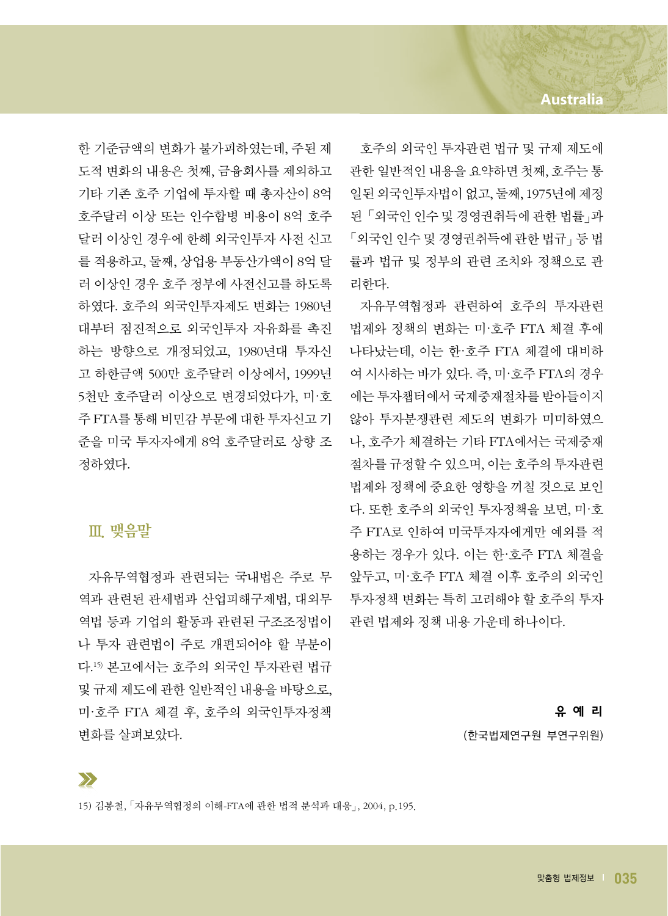한 기준금액의 변화가 불가피하였는데, 주된 제도적 변화의 내용은 첫째, 금융회사를 제외하고 기타 기존 호주 기업에 투자할 때 총자산이 8억 호주달러 이상 또는 인수합병 비용이 8억 호주달러 이상인 경우에 한해 외국인투자 사전 신고를 적용하고, 둘째, 상업용 부동산가액이 8억 달러 이상인 경우 호주 정부에 사전신고를 하도록 하였다. 호주의 외국인투자제도 변화는 1980년대부터 점진적으로 외국인투자 자유화를 촉진하는 방향으로 개정되었고, 1980년대 투자신고 하한금액 500만 호주달러 이상에서, 1999년 5천만 호주달러 이상으로 변경되었다가, 미·호주 FTA를 통해 비민감 부문에 대한 투자신고 기준을 미국 투자자에게 8억 호주달러로 상향 조정하였다.

## Ⅲ. 맺음말

자유무역협정과 관련되는 국내법은 주로 무역과 관련된 관세법과 산업피해구제법, 대외무역법 등과 기업의 활동과 관련된 구조조정법이나 투자 관련법이 주로 개편되어야 할 부분이다.[15] 본고에서는 호주의 외국인 투자관련 법규 및 규제 제도에 관한 일반적인 내용을 바탕으로, 미·호주 FTA 체결 후, 호주의 외국인투자정책 변화를 살펴보았다.

호주의 외국인 투자관련 법규 및 규제 제도에 관한 일반적인 내용을 요약하면 첫째, 호주는 통일된 외국인투자법이 없고, 둘째, 1975년에 제정된 「외국인 인수 및 경영권취득에 관한 법률」과 「외국인 인수 및 경영권취득에 관한 법규」 등 법률과 법규 및 정부의 관련 조치와 정책으로 관리한다.

자유무역협정과 관련하여 호주의 투자관련 법제와 정책의 변화는 미·호주 FTA 체결 후에 나타났는데, 이는 한·호주 FTA 체결에 대비하여 시사하는 바가 있다. 즉, 미·호주 FTA의 경우에는 투자챕터에서 국제중재절차를 받아들이지 않아 투자분쟁관련 제도의 변화가 미미하였으나, 호주가 체결하는 기타 FTA에서는 국제중재절차를 규정할 수 있으며, 이는 호주의 투자관련 법제와 정책에 중요한 영향을 끼칠 것으로 보인다. 또한 호주의 외국인 투자정책을 보면, 미·호주 FTA로 인하여 미국투자자에게만 예외를 적용하는 경우가 있다. 이는 한·호주 FTA 체결을 앞두고, 미·호주 FTA 체결 이후 호주의 외국인 투자정책 변화는 특히 고려해야 할 호주의 투자관련 법제와 정책 내용 가운데 하나이다.

**유 예 리**
(한국법제연구원 부연구위원)

15) 김봉철, 「자유무역협정의 이해-FTA에 관한 법적 분석과 대응」, 2004, p.195.